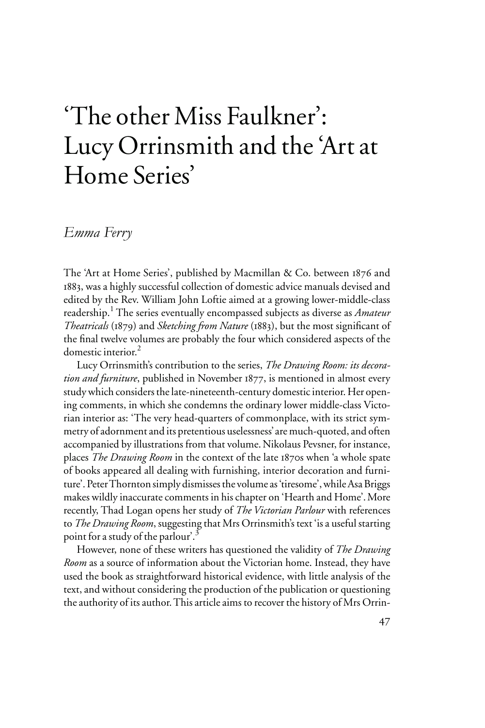# 'The other Miss Faulkner': Lucy Orrinsmith and the 'Art at Home Series'

*Emma Ferry*

The 'Art at Home Series', published by Macmillan & Co. between 1876 and 1883, was a highly successful collection of domestic advice manuals devised and edited by the Rev. William John Loftie aimed at a growing lower-middle-class readership.[1] The series eventually encompassed subjects as diverse as *Amateur Theatricals* (1879) and *Sketching from Nature* (1883), but the most significant of the final twelve volumes are probably the four which considered aspects of the domestic interior.[2]

Lucy Orrinsmith's contribution to the series, *The Drawing Room: its decoration and furniture*, published in November 1877, is mentioned in almost every study which considers the late-nineteenth-century domestic interior. Her opening comments, in which she condemns the ordinary lower middle-class Victorian interior as: 'The very head-quarters of commonplace, with its strict symmetry of adornment and its pretentious uselessness' are much-quoted, and often accompanied by illustrations from that volume. Nikolaus Pevsner, for instance, places *The Drawing Room* in the context of the late 1870s when 'a whole spate of books appeared all dealing with furnishing, interior decoration and furniture'. Peter Thornton simply dismisses the volume as 'tiresome', while Asa Briggs makes wildly inaccurate comments in his chapter on 'Hearth and Home'. More recently, Thad Logan opens her study of *The Victorian Parlour* with references to *The Drawing Room*, suggesting that Mrs Orrinsmith's text 'is a useful starting point for a study of the parlour'.[3]

However, none of these writers has questioned the validity of *The Drawing Room* as a source of information about the Victorian home. Instead, they have used the book as straightforward historical evidence, with little analysis of the text, and without considering the production of the publication or questioning the authority of its author. This article aims to recover the history of Mrs Orrin-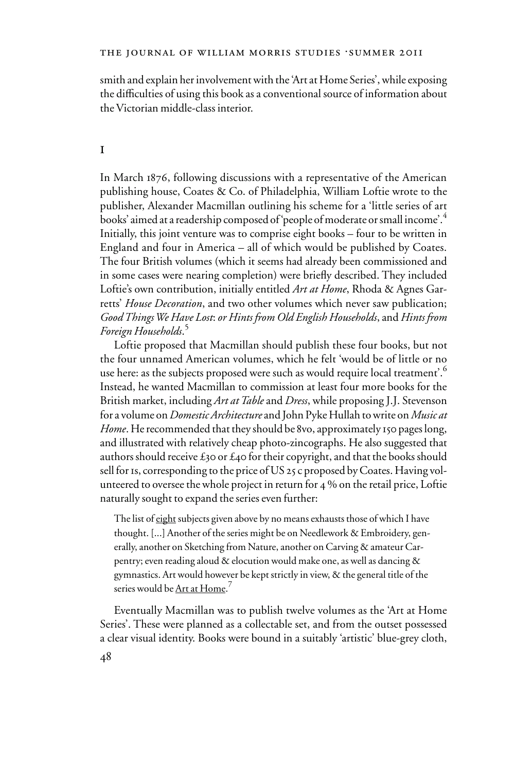smith and explain her involvement with the 'Art at Home Series', while exposing the difficulties of using this book as a conventional source of information about the Victorian middle-class interior.

## I

In March 1876, following discussions with a representative of the American publishing house, Coates & Co. of Philadelphia, William Loftie wrote to the publisher, Alexander Macmillan outlining his scheme for a 'little series of art books' aimed at a readership composed of 'people of moderate or small income'.[4] Initially, this joint venture was to comprise eight books – four to be written in England and four in America – all of which would be published by Coates. The four British volumes (which it seems had already been commissioned and in some cases were nearing completion) were briefly described. They included Loftie's own contribution, initially entitled *Art at Home*, Rhoda & Agnes Garretts' *House Decoration*, and two other volumes which never saw publication; *Good Things We Have Lost*: *or Hints from Old English Households*, and *Hints from Foreign Households*.[5]

Loftie proposed that Macmillan should publish these four books, but not the four unnamed American volumes, which he felt 'would be of little or no use here: as the subjects proposed were such as would require local treatment'.[6] Instead, he wanted Macmillan to commission at least four more books for the British market, including *Art at Table* and *Dress*, while proposing J.J. Stevenson for a volume on *Domestic Architecture* and John Pyke Hullah to write on *Music at Home*. He recommended that they should be 8vo, approximately 150 pages long, and illustrated with relatively cheap photo-zincographs. He also suggested that authors should receive £30 or £40 for their copyright, and that the books should sell for 1s, corresponding to the price of US 25 c proposed by Coates. Having volunteered to oversee the whole project in return for 4 % on the retail price, Loftie naturally sought to expand the series even further:

> The list of <u>eight</u> subjects given above by no means exhausts those of which I have thought. [...] Another of the series might be on Needlework & Embroidery, generally, another on Sketching from Nature, another on Carving & amateur Carpentry; even reading aloud & elocution would make one, as well as dancing & gymnastics. Art would however be kept strictly in view, & the general title of the series would be <u>Art at Home</u>.[7]

Eventually Macmillan was to publish twelve volumes as the 'Art at Home Series'. These were planned as a collectable set, and from the outset possessed a clear visual identity. Books were bound in a suitably 'artistic' blue-grey cloth,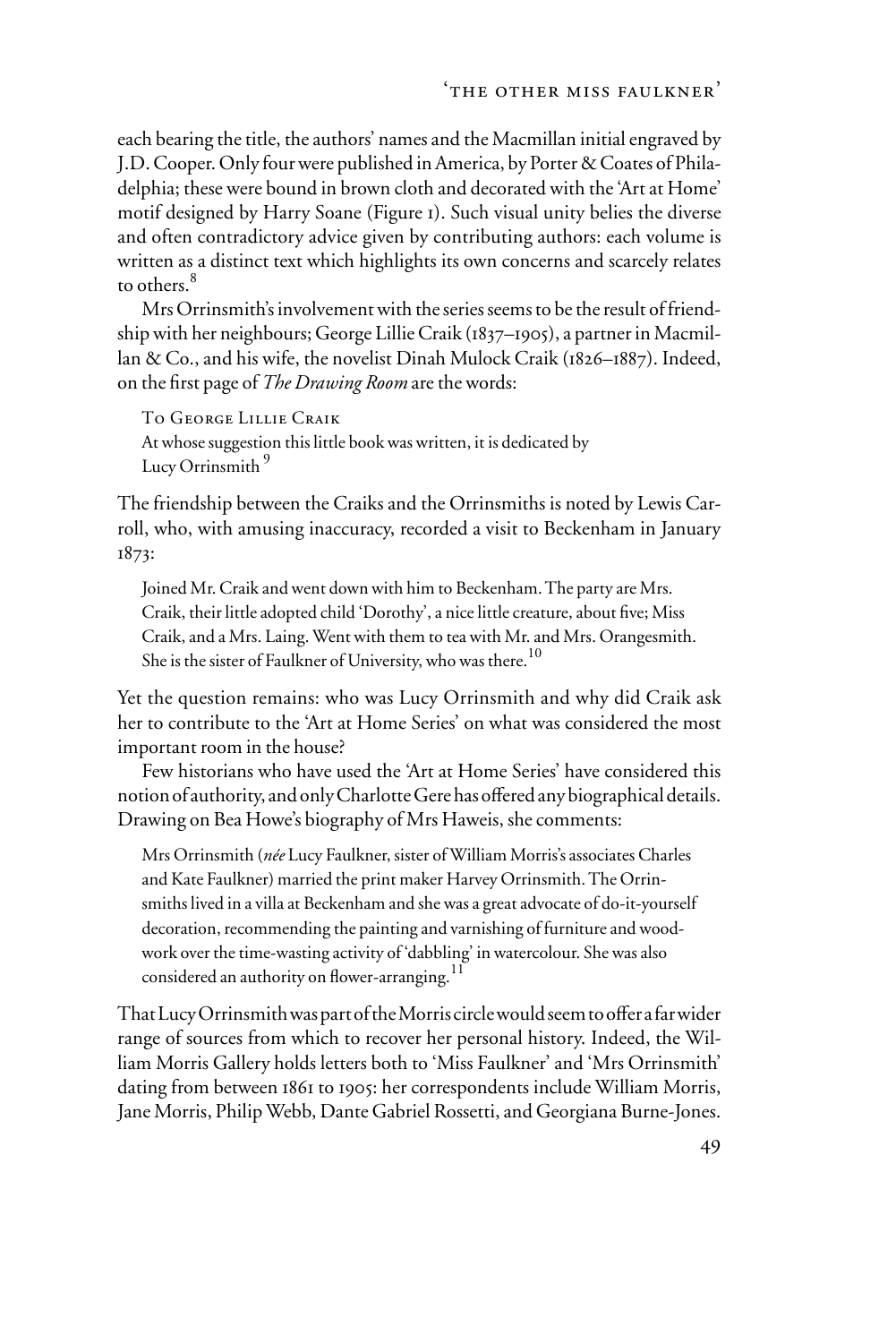each bearing the title, the authors' names and the Macmillan initial engraved by J.D. Cooper. Only four were published in America, by Porter & Coates of Philadelphia; these were bound in brown cloth and decorated with the 'Art at Home' motif designed by Harry Soane (Figure 1). Such visual unity belies the diverse and often contradictory advice given by contributing authors: each volume is written as a distinct text which highlights its own concerns and scarcely relates to others.[8]

Mrs Orrinsmith's involvement with the series seems to be the result of friendship with her neighbours; George Lillie Craik (1837–1905), a partner in Macmillan & Co., and his wife, the novelist Dinah Mulock Craik (1826–1887). Indeed, on the first page of *The Drawing Room* are the words:

> To George Lillie Craik
> At whose suggestion this little book was written, it is dedicated by
> Lucy Orrinsmith[9]

The friendship between the Craiks and the Orrinsmiths is noted by Lewis Carroll, who, with amusing inaccuracy, recorded a visit to Beckenham in January 1873:

> Joined Mr. Craik and went down with him to Beckenham. The party are Mrs. Craik, their little adopted child 'Dorothy', a nice little creature, about five; Miss Craik, and a Mrs. Laing. Went with them to tea with Mr. and Mrs. Orangesmith. She is the sister of Faulkner of University, who was there.[10]

Yet the question remains: who was Lucy Orrinsmith and why did Craik ask her to contribute to the 'Art at Home Series' on what was considered the most important room in the house?

Few historians who have used the 'Art at Home Series' have considered this notion of authority, and only Charlotte Gere has offered any biographical details. Drawing on Bea Howe's biography of Mrs Haweis, she comments:

> Mrs Orrinsmith (*née* Lucy Faulkner, sister of William Morris's associates Charles and Kate Faulkner) married the print maker Harvey Orrinsmith. The Orrinsmiths lived in a villa at Beckenham and she was a great advocate of do-it-yourself decoration, recommending the painting and varnishing of furniture and woodwork over the time-wasting activity of 'dabbling' in watercolour. She was also considered an authority on flower-arranging.[11]

That Lucy Orrinsmith was part of the Morris circle would seem to offer a far wider range of sources from which to recover her personal history. Indeed, the William Morris Gallery holds letters both to 'Miss Faulkner' and 'Mrs Orrinsmith' dating from between 1861 to 1905: her correspondents include William Morris, Jane Morris, Philip Webb, Dante Gabriel Rossetti, and Georgiana Burne-Jones.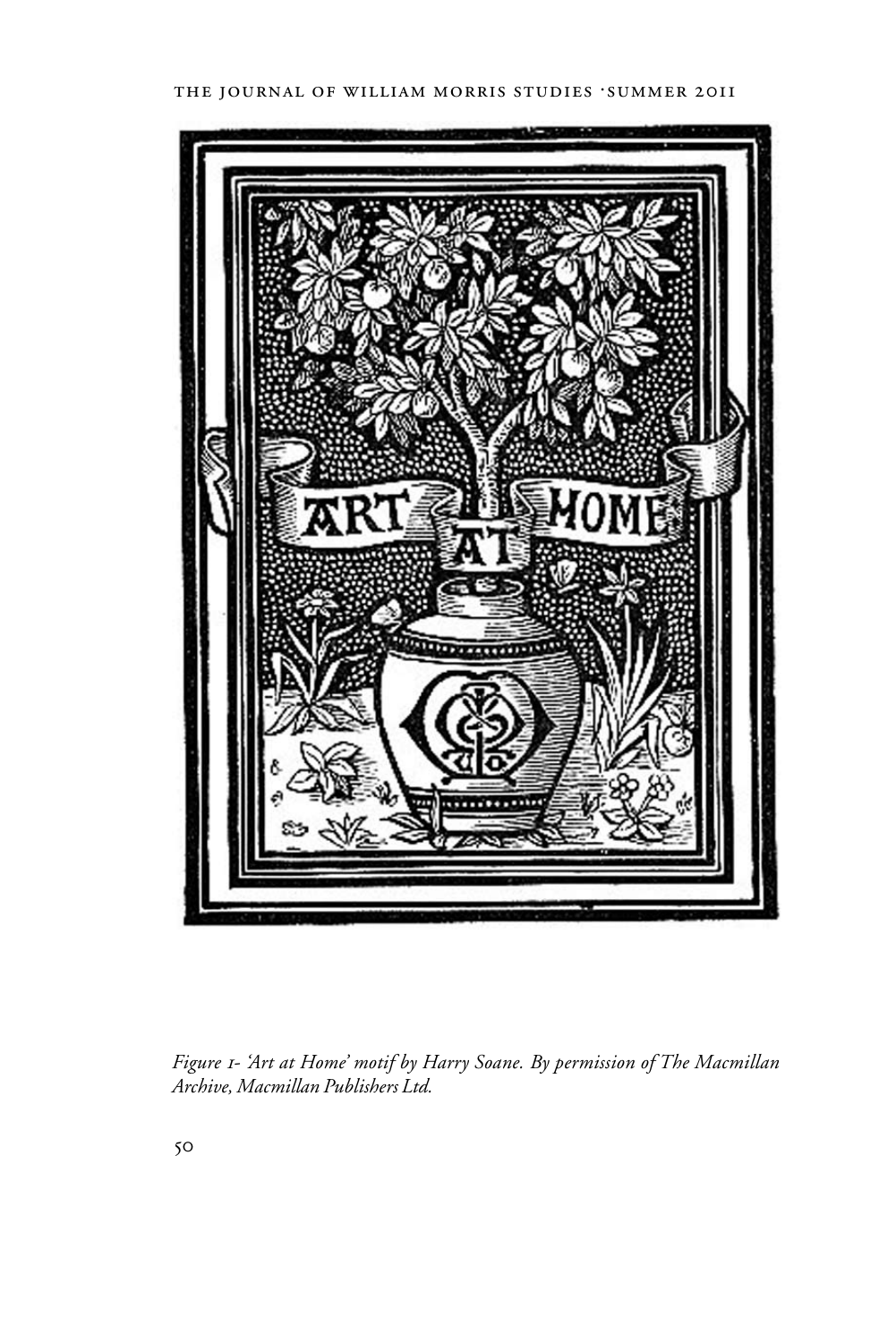*Figure 1- 'Art at Home' motif by Harry Soane. By permission of The Macmillan Archive, Macmillan Publishers Ltd.*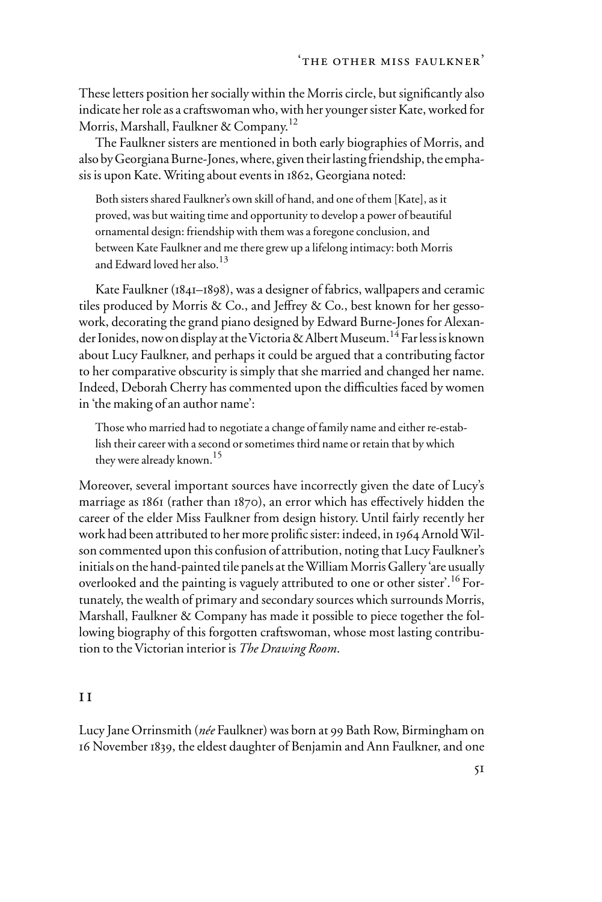These letters position her socially within the Morris circle, but significantly also indicate her role as a craftswoman who, with her younger sister Kate, worked for Morris, Marshall, Faulkner & Company.[12]

The Faulkner sisters are mentioned in both early biographies of Morris, and also by Georgiana Burne-Jones, where, given their lasting friendship, the emphasis is upon Kate. Writing about events in 1862, Georgiana noted:

> Both sisters shared Faulkner's own skill of hand, and one of them [Kate], as it proved, was but waiting time and opportunity to develop a power of beautiful ornamental design: friendship with them was a foregone conclusion, and between Kate Faulkner and me there grew up a lifelong intimacy: both Morris and Edward loved her also.[13]

Kate Faulkner (1841–1898), was a designer of fabrics, wallpapers and ceramic tiles produced by Morris & Co., and Jeffrey & Co., best known for her gesso-work, decorating the grand piano designed by Edward Burne-Jones for Alexander Ionides, now on display at the Victoria & Albert Museum.[14] Far less is known about Lucy Faulkner, and perhaps it could be argued that a contributing factor to her comparative obscurity is simply that she married and changed her name. Indeed, Deborah Cherry has commented upon the difficulties faced by women in 'the making of an author name':

> Those who married had to negotiate a change of family name and either re-establish their career with a second or sometimes third name or retain that by which they were already known.[15]

Moreover, several important sources have incorrectly given the date of Lucy's marriage as 1861 (rather than 1870), an error which has effectively hidden the career of the elder Miss Faulkner from design history. Until fairly recently her work had been attributed to her more prolific sister: indeed, in 1964 Arnold Wilson commented upon this confusion of attribution, noting that Lucy Faulkner's initials on the hand-painted tile panels at the William Morris Gallery 'are usually overlooked and the painting is vaguely attributed to one or other sister'.[16] Fortunately, the wealth of primary and secondary sources which surrounds Morris, Marshall, Faulkner & Company has made it possible to piece together the following biography of this forgotten craftswoman, whose most lasting contribution to the Victorian interior is *The Drawing Room*.

## II

Lucy Jane Orrinsmith (*née* Faulkner) was born at 99 Bath Row, Birmingham on 16 November 1839, the eldest daughter of Benjamin and Ann Faulkner, and one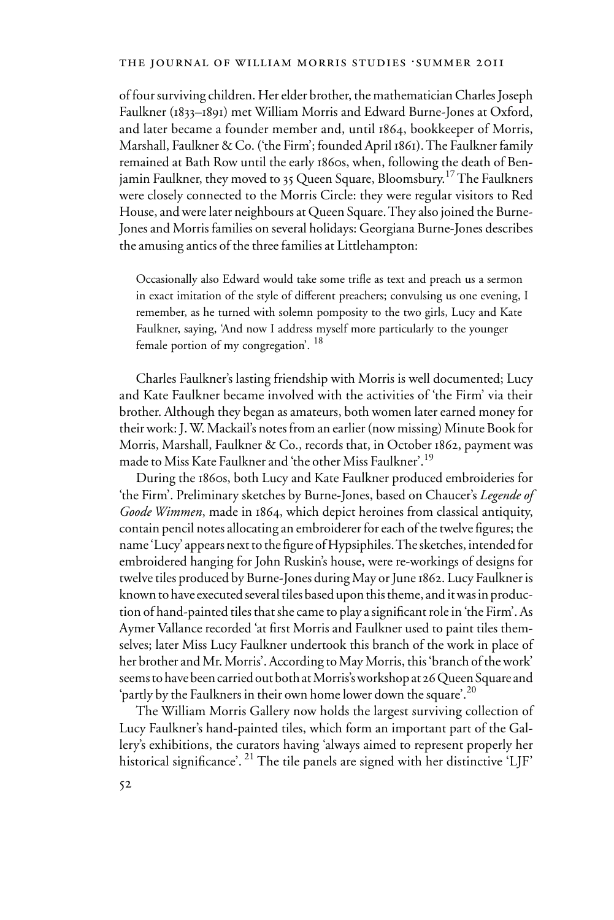of four surviving children. Her elder brother, the mathematician Charles Joseph Faulkner (1833–1891) met William Morris and Edward Burne-Jones at Oxford, and later became a founder member and, until 1864, bookkeeper of Morris, Marshall, Faulkner & Co. ('the Firm'; founded April 1861). The Faulkner family remained at Bath Row until the early 1860s, when, following the death of Benjamin Faulkner, they moved to 35 Queen Square, Bloomsbury.[17] The Faulkners were closely connected to the Morris Circle: they were regular visitors to Red House, and were later neighbours at Queen Square. They also joined the Burne-Jones and Morris families on several holidays: Georgiana Burne-Jones describes the amusing antics of the three families at Littlehampton:

> Occasionally also Edward would take some trifle as text and preach us a sermon in exact imitation of the style of different preachers; convulsing us one evening, I remember, as he turned with solemn pomposity to the two girls, Lucy and Kate Faulkner, saying, 'And now I address myself more particularly to the younger female portion of my congregation'. [18]

Charles Faulkner's lasting friendship with Morris is well documented; Lucy and Kate Faulkner became involved with the activities of 'the Firm' via their brother. Although they began as amateurs, both women later earned money for their work: J. W. Mackail's notes from an earlier (now missing) Minute Book for Morris, Marshall, Faulkner & Co., records that, in October 1862, payment was made to Miss Kate Faulkner and 'the other Miss Faulkner'.[19]

During the 1860s, both Lucy and Kate Faulkner produced embroideries for 'the Firm'. Preliminary sketches by Burne-Jones, based on Chaucer's *Legende of Goode Wimmen*, made in 1864, which depict heroines from classical antiquity, contain pencil notes allocating an embroiderer for each of the twelve figures; the name 'Lucy' appears next to the figure of Hypsiphiles. The sketches, intended for embroidered hanging for John Ruskin's house, were re-workings of designs for twelve tiles produced by Burne-Jones during May or June 1862. Lucy Faulkner is known to have executed several tiles based upon this theme, and it was in production of hand-painted tiles that she came to play a significant role in 'the Firm'. As Aymer Vallance recorded 'at first Morris and Faulkner used to paint tiles themselves; later Miss Lucy Faulkner undertook this branch of the work in place of her brother and Mr. Morris'. According to May Morris, this 'branch of the work' seems to have been carried out both at Morris's workshop at 26 Queen Square and 'partly by the Faulkners in their own home lower down the square'.[20]

The William Morris Gallery now holds the largest surviving collection of Lucy Faulkner's hand-painted tiles, which form an important part of the Gallery's exhibitions, the curators having 'always aimed to represent properly her historical significance'. [21] The tile panels are signed with her distinctive 'LJF'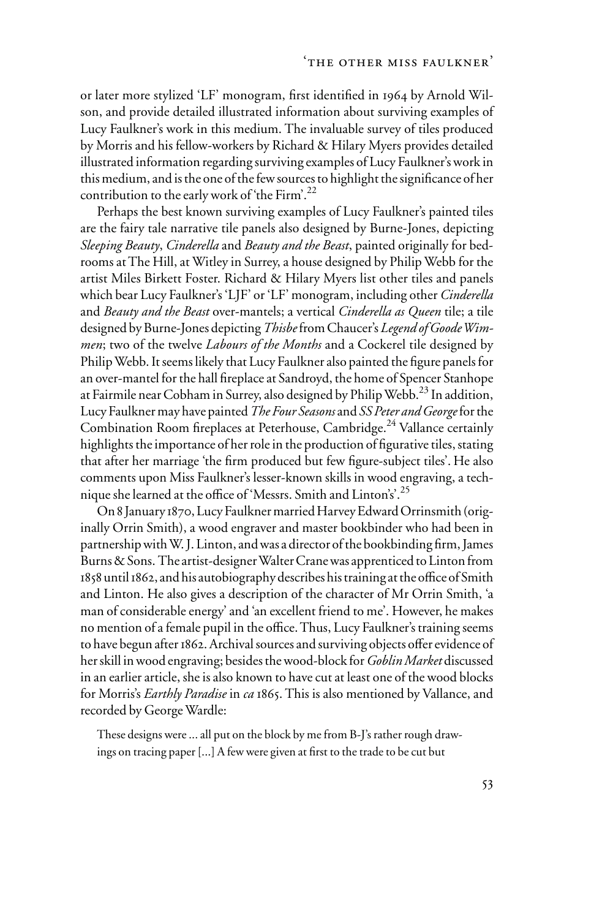or later more stylized 'LF' monogram, first identified in 1964 by Arnold Wilson, and provide detailed illustrated information about surviving examples of Lucy Faulkner's work in this medium. The invaluable survey of tiles produced by Morris and his fellow-workers by Richard & Hilary Myers provides detailed illustrated information regarding surviving examples of Lucy Faulkner's work in this medium, and is the one of the few sources to highlight the significance of her contribution to the early work of 'the Firm'.[22]

Perhaps the best known surviving examples of Lucy Faulkner's painted tiles are the fairy tale narrative tile panels also designed by Burne-Jones, depicting *Sleeping Beauty*, *Cinderella* and *Beauty and the Beast*, painted originally for bedrooms at The Hill, at Witley in Surrey, a house designed by Philip Webb for the artist Miles Birkett Foster. Richard & Hilary Myers list other tiles and panels which bear Lucy Faulkner's 'LJF' or 'LF' monogram, including other *Cinderella* and *Beauty and the Beast* over-mantels; a vertical *Cinderella as Queen* tile; a tile designed by Burne-Jones depicting *Thisbe* from Chaucer's *Legend of Goode Wimmen*; two of the twelve *Labours of the Months* and a Cockerel tile designed by Philip Webb. It seems likely that Lucy Faulkner also painted the figure panels for an over-mantel for the hall fireplace at Sandroyd, the home of Spencer Stanhope at Fairmile near Cobham in Surrey, also designed by Philip Webb.[23] In addition, Lucy Faulkner may have painted *The Four Seasons* and *SS Peter and George* for the Combination Room fireplaces at Peterhouse, Cambridge.[24] Vallance certainly highlights the importance of her role in the production of figurative tiles, stating that after her marriage 'the firm produced but few figure-subject tiles'. He also comments upon Miss Faulkner's lesser-known skills in wood engraving, a technique she learned at the office of 'Messrs. Smith and Linton's'.[25]

On 8 January 1870, Lucy Faulkner married Harvey Edward Orrinsmith (originally Orrin Smith), a wood engraver and master bookbinder who had been in partnership with W. J. Linton, and was a director of the bookbinding firm, James Burns & Sons. The artist-designer Walter Crane was apprenticed to Linton from 1858 until 1862, and his autobiography describes his training at the office of Smith and Linton. He also gives a description of the character of Mr Orrin Smith, 'a man of considerable energy' and 'an excellent friend to me'. However, he makes no mention of a female pupil in the office. Thus, Lucy Faulkner's training seems to have begun after 1862. Archival sources and surviving objects offer evidence of her skill in wood engraving; besides the wood-block for *Goblin Market* discussed in an earlier article, she is also known to have cut at least one of the wood blocks for Morris's *Earthly Paradise* in *ca* 1865. This is also mentioned by Vallance, and recorded by George Wardle:

> These designs were ... all put on the block by me from B-J's rather rough drawings on tracing paper [...] A few were given at first to the trade to be cut but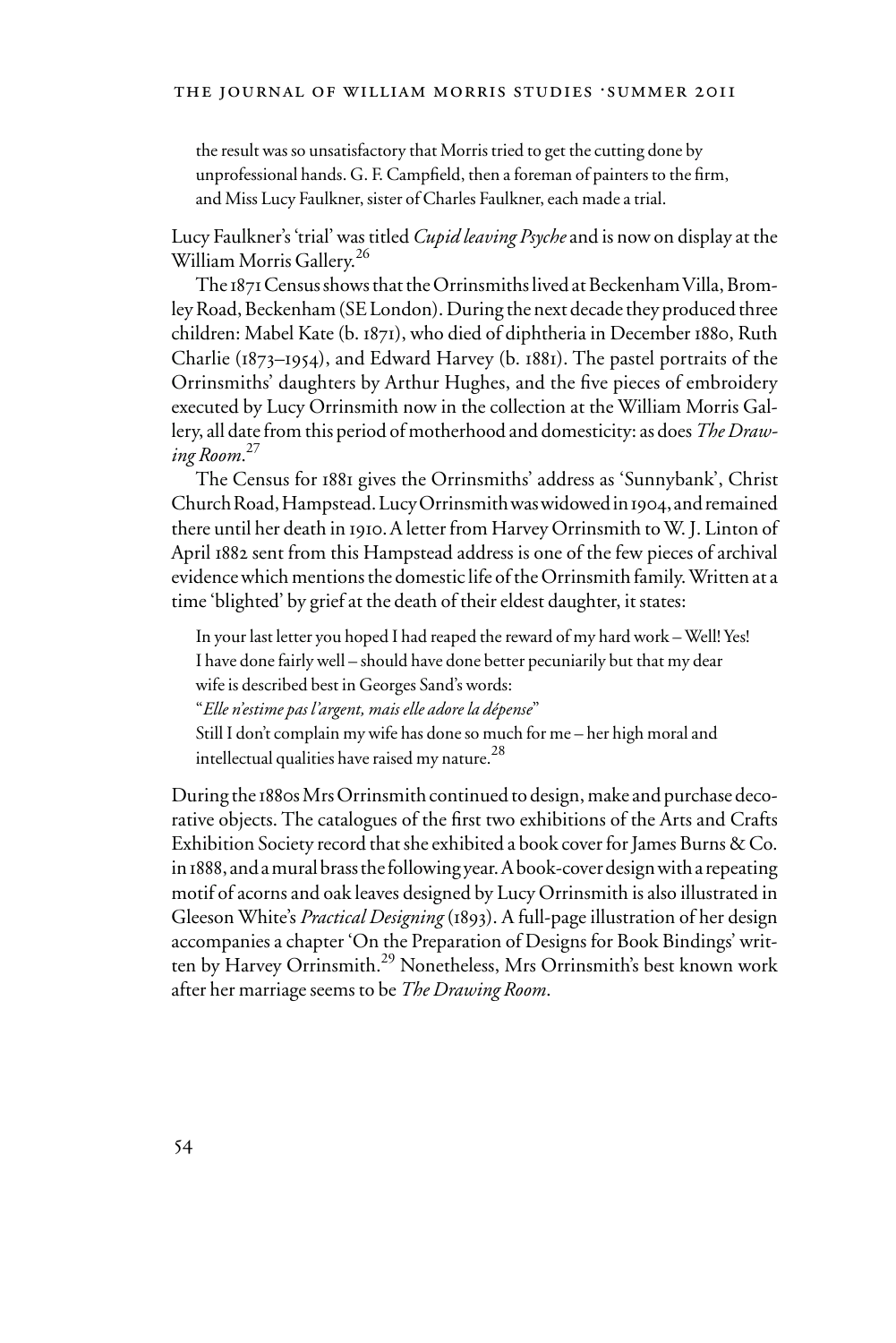> the result was so unsatisfactory that Morris tried to get the cutting done by unprofessional hands. G. F. Campfield, then a foreman of painters to the firm, and Miss Lucy Faulkner, sister of Charles Faulkner, each made a trial.

Lucy Faulkner's 'trial' was titled *Cupid leaving Psyche* and is now on display at the William Morris Gallery.[26]

The 1871 Census shows that the Orrinsmiths lived at Beckenham Villa, Bromley Road, Beckenham (SE London). During the next decade they produced three children: Mabel Kate (b. 1871), who died of diphtheria in December 1880, Ruth Charlie (1873–1954), and Edward Harvey (b. 1881). The pastel portraits of the Orrinsmiths' daughters by Arthur Hughes, and the five pieces of embroidery executed by Lucy Orrinsmith now in the collection at the William Morris Gallery, all date from this period of motherhood and domesticity: as does *The Drawing Room*.[27]

The Census for 1881 gives the Orrinsmiths' address as 'Sunnybank', Christ Church Road, Hampstead. Lucy Orrinsmith was widowed in 1904, and remained there until her death in 1910. A letter from Harvey Orrinsmith to W. J. Linton of April 1882 sent from this Hampstead address is one of the few pieces of archival evidence which mentions the domestic life of the Orrinsmith family. Written at a time 'blighted' by grief at the death of their eldest daughter, it states:

> In your last letter you hoped I had reaped the reward of my hard work – Well! Yes! I have done fairly well – should have done better pecuniarily but that my dear wife is described best in Georges Sand's words:
> "*Elle n'estime pas l'argent, mais elle adore la dépense*"
> Still I don't complain my wife has done so much for me – her high moral and intellectual qualities have raised my nature.[28]

During the 1880s Mrs Orrinsmith continued to design, make and purchase decorative objects. The catalogues of the first two exhibitions of the Arts and Crafts Exhibition Society record that she exhibited a book cover for James Burns & Co. in 1888, and a mural brass the following year. A book-cover design with a repeating motif of acorns and oak leaves designed by Lucy Orrinsmith is also illustrated in Gleeson White's *Practical Designing* (1893). A full-page illustration of her design accompanies a chapter 'On the Preparation of Designs for Book Bindings' written by Harvey Orrinsmith.[29] Nonetheless, Mrs Orrinsmith's best known work after her marriage seems to be *The Drawing Room*.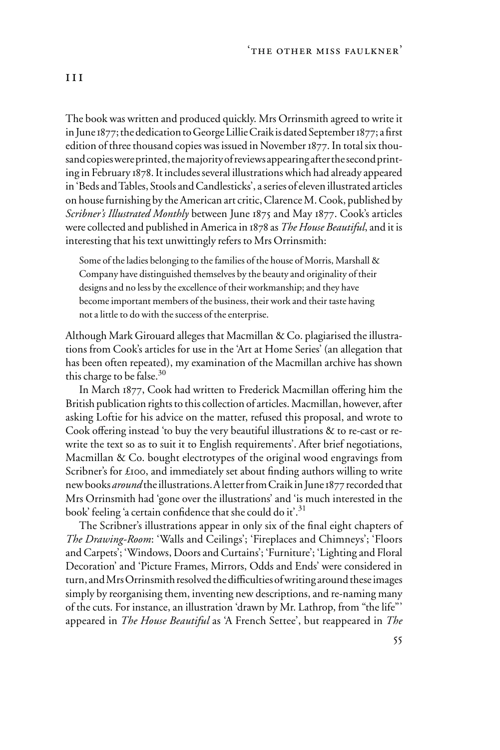## III

The book was written and produced quickly. Mrs Orrinsmith agreed to write it in June 1877; the dedication to George Lillie Craik is dated September 1877; a first edition of three thousand copies was issued in November 1877. In total six thousand copies were printed, the majority of reviews appearing after the second printing in February 1878. It includes several illustrations which had already appeared in 'Beds and Tables, Stools and Candlesticks', a series of eleven illustrated articles on house furnishing by the American art critic, Clarence M. Cook, published by *Scribner's Illustrated Monthly* between June 1875 and May 1877. Cook's articles were collected and published in America in 1878 as *The House Beautiful*, and it is interesting that his text unwittingly refers to Mrs Orrinsmith:

> Some of the ladies belonging to the families of the house of Morris, Marshall & Company have distinguished themselves by the beauty and originality of their designs and no less by the excellence of their workmanship; and they have become important members of the business, their work and their taste having not a little to do with the success of the enterprise.

Although Mark Girouard alleges that Macmillan & Co. plagiarised the illustrations from Cook's articles for use in the 'Art at Home Series' (an allegation that has been often repeated), my examination of the Macmillan archive has shown this charge to be false.[30]

In March 1877, Cook had written to Frederick Macmillan offering him the British publication rights to this collection of articles. Macmillan, however, after asking Loftie for his advice on the matter, refused this proposal, and wrote to Cook offering instead 'to buy the very beautiful illustrations & to re-cast or re-write the text so as to suit it to English requirements'. After brief negotiations, Macmillan & Co. bought electrotypes of the original wood engravings from Scribner's for £100, and immediately set about finding authors willing to write new books *around* the illustrations. A letter from Craik in June 1877 recorded that Mrs Orrinsmith had 'gone over the illustrations' and 'is much interested in the book' feeling 'a certain confidence that she could do it'.[31]

The Scribner's illustrations appear in only six of the final eight chapters of *The Drawing-Room*: 'Walls and Ceilings'; 'Fireplaces and Chimneys'; 'Floors and Carpets'; 'Windows, Doors and Curtains'; 'Furniture'; 'Lighting and Floral Decoration' and 'Picture Frames, Mirrors, Odds and Ends' were considered in turn, and Mrs Orrinsmith resolved the difficulties of writing around these images simply by reorganising them, inventing new descriptions, and re-naming many of the cuts. For instance, an illustration 'drawn by Mr. Lathrop, from "the life"' appeared in *The House Beautiful* as 'A French Settee', but reappeared in *The*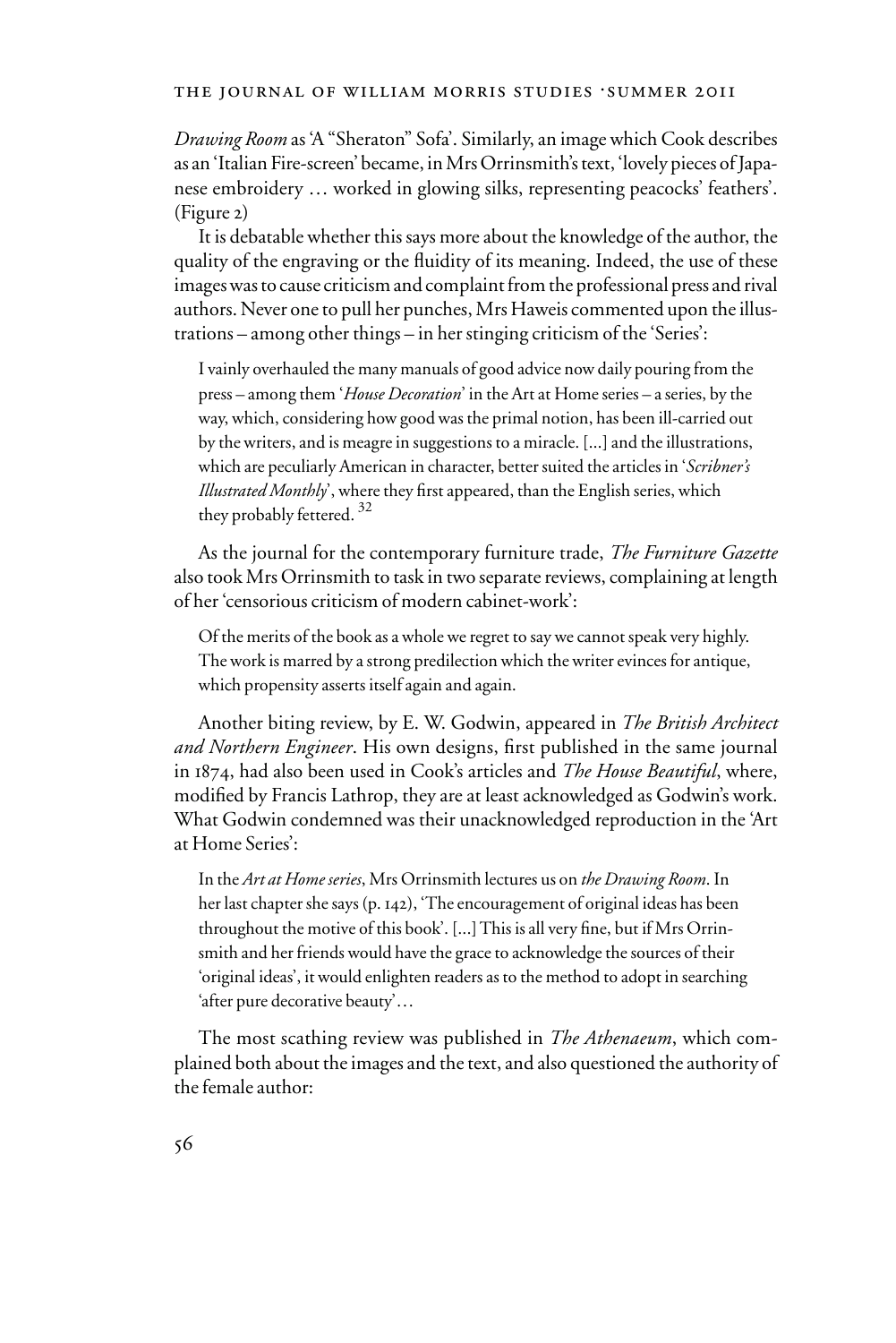*Drawing Room* as 'A "Sheraton" Sofa'. Similarly, an image which Cook describes as an 'Italian Fire-screen' became, in Mrs Orrinsmith's text, 'lovely pieces of Japanese embroidery … worked in glowing silks, representing peacocks' feathers'. (Figure 2)

It is debatable whether this says more about the knowledge of the author, the quality of the engraving or the fluidity of its meaning. Indeed, the use of these images was to cause criticism and complaint from the professional press and rival authors. Never one to pull her punches, Mrs Haweis commented upon the illustrations – among other things – in her stinging criticism of the 'Series':

> I vainly overhauled the many manuals of good advice now daily pouring from the press – among them '*House Decoration*' in the Art at Home series – a series, by the way, which, considering how good was the primal notion, has been ill-carried out by the writers, and is meagre in suggestions to a miracle. [...] and the illustrations, which are peculiarly American in character, better suited the articles in '*Scribner's Illustrated Monthly*', where they first appeared, than the English series, which they probably fettered. [32]

As the journal for the contemporary furniture trade, *The Furniture Gazette* also took Mrs Orrinsmith to task in two separate reviews, complaining at length of her 'censorious criticism of modern cabinet-work':

> Of the merits of the book as a whole we regret to say we cannot speak very highly. The work is marred by a strong predilection which the writer evinces for antique, which propensity asserts itself again and again.

Another biting review, by E. W. Godwin, appeared in *The British Architect and Northern Engineer*. His own designs, first published in the same journal in 1874, had also been used in Cook's articles and *The House Beautiful*, where, modified by Francis Lathrop, they are at least acknowledged as Godwin's work. What Godwin condemned was their unacknowledged reproduction in the 'Art at Home Series':

> In the *Art at Home series*, Mrs Orrinsmith lectures us on *the Drawing Room*. In her last chapter she says (p. 142), 'The encouragement of original ideas has been throughout the motive of this book'. [...] This is all very fine, but if Mrs Orrinsmith and her friends would have the grace to acknowledge the sources of their 'original ideas', it would enlighten readers as to the method to adopt in searching 'after pure decorative beauty'…

The most scathing review was published in *The Athenaeum*, which complained both about the images and the text, and also questioned the authority of the female author: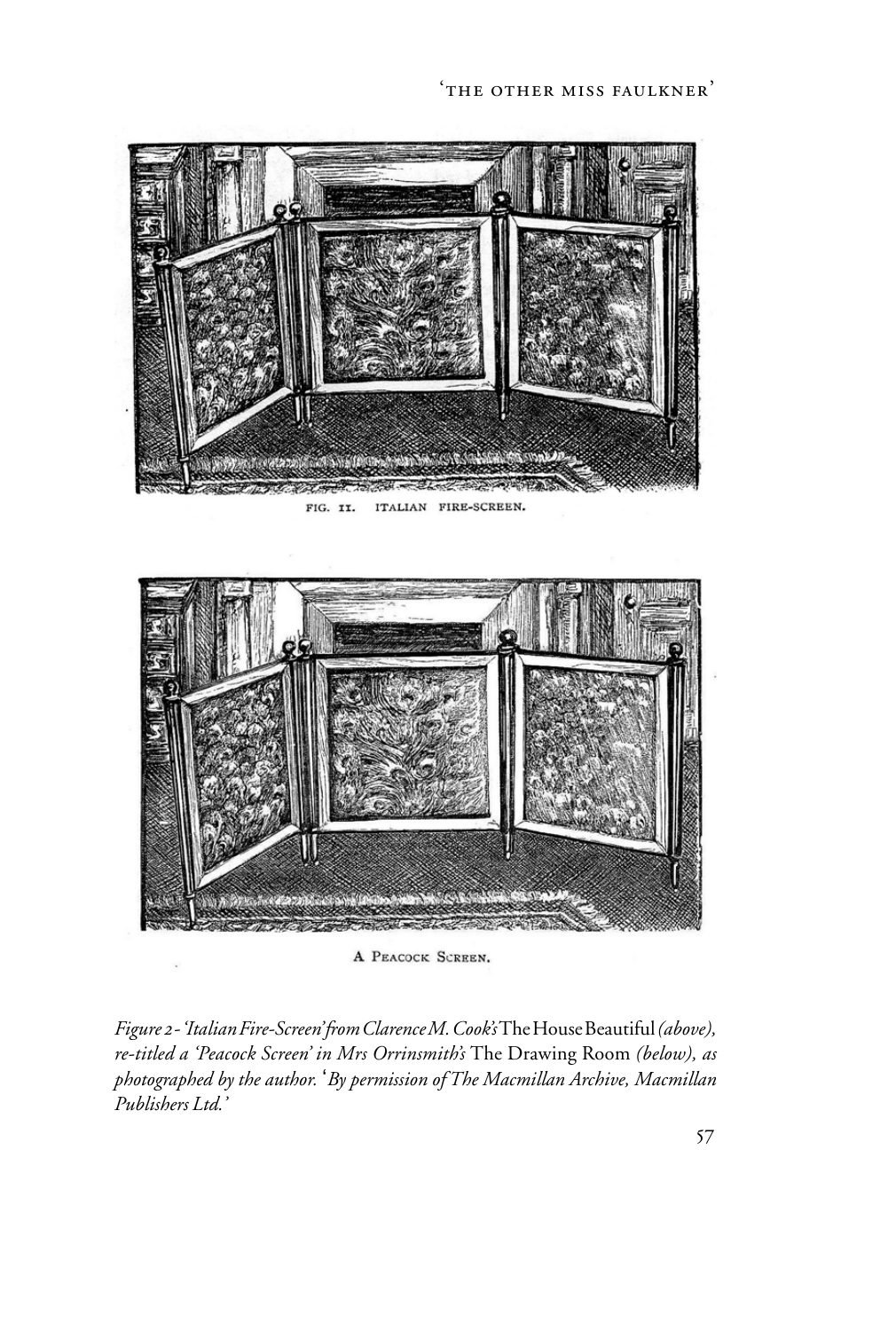FIG. II. ITALIAN FIRE-SCREEN.

A PEACOCK SCREEN.

*Figure 2 - 'Italian Fire-Screen' from Clarence M. Cook's* The House Beautiful *(above), re-titled a 'Peacock Screen' in Mrs Orrinsmith's* The Drawing Room *(below), as photographed by the author. 'By permission of The Macmillan Archive, Macmillan Publishers Ltd.'*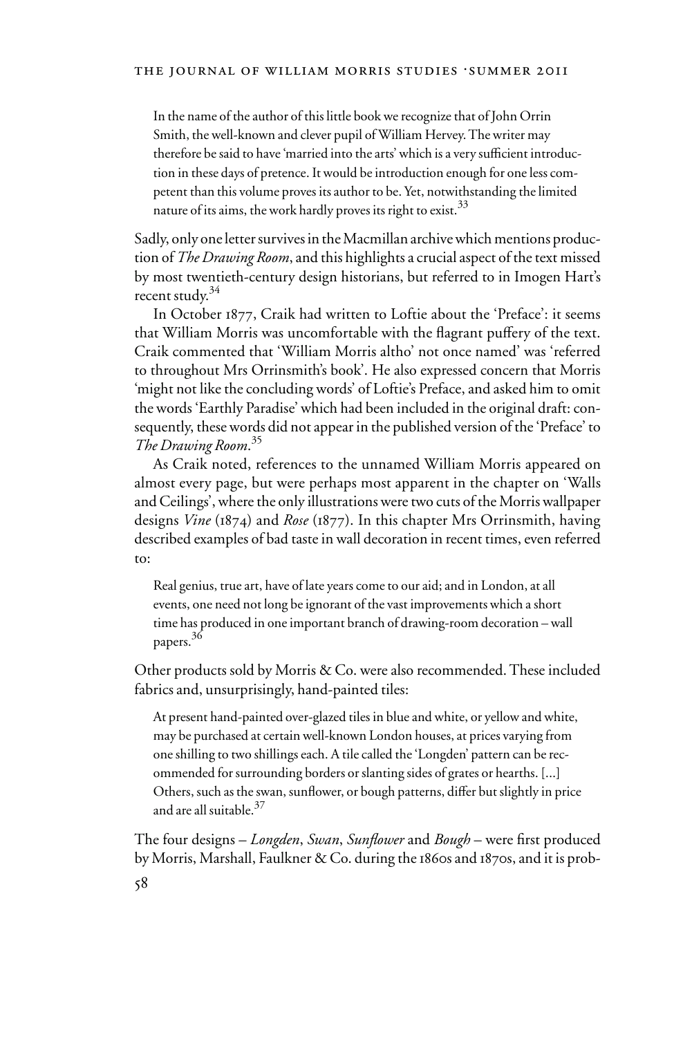> In the name of the author of this little book we recognize that of John Orrin Smith, the well-known and clever pupil of William Hervey. The writer may therefore be said to have 'married into the arts' which is a very sufficient introduction in these days of pretence. It would be introduction enough for one less competent than this volume proves its author to be. Yet, notwithstanding the limited nature of its aims, the work hardly proves its right to exist.[33]

Sadly, only one letter survives in the Macmillan archive which mentions production of *The Drawing Room*, and this highlights a crucial aspect of the text missed by most twentieth-century design historians, but referred to in Imogen Hart's recent study.[34]

In October 1877, Craik had written to Loftie about the 'Preface': it seems that William Morris was uncomfortable with the flagrant puffery of the text. Craik commented that 'William Morris altho' not once named' was 'referred to throughout Mrs Orrinsmith's book'. He also expressed concern that Morris 'might not like the concluding words' of Loftie's Preface, and asked him to omit the words 'Earthly Paradise' which had been included in the original draft: consequently, these words did not appear in the published version of the 'Preface' to *The Drawing Room*.[35]

As Craik noted, references to the unnamed William Morris appeared on almost every page, but were perhaps most apparent in the chapter on 'Walls and Ceilings', where the only illustrations were two cuts of the Morris wallpaper designs *Vine* (1874) and *Rose* (1877). In this chapter Mrs Orrinsmith, having described examples of bad taste in wall decoration in recent times, even referred to:

> Real genius, true art, have of late years come to our aid; and in London, at all events, one need not long be ignorant of the vast improvements which a short time has produced in one important branch of drawing-room decoration – wall papers.[36]

Other products sold by Morris & Co. were also recommended. These included fabrics and, unsurprisingly, hand-painted tiles:

> At present hand-painted over-glazed tiles in blue and white, or yellow and white, may be purchased at certain well-known London houses, at prices varying from one shilling to two shillings each. A tile called the 'Longden' pattern can be recommended for surrounding borders or slanting sides of grates or hearths. [...] Others, such as the swan, sunflower, or bough patterns, differ but slightly in price and are all suitable.[37]

The four designs – *Longden*, *Swan*, *Sunflower* and *Bough* – were first produced by Morris, Marshall, Faulkner & Co. during the 1860s and 1870s, and it is prob-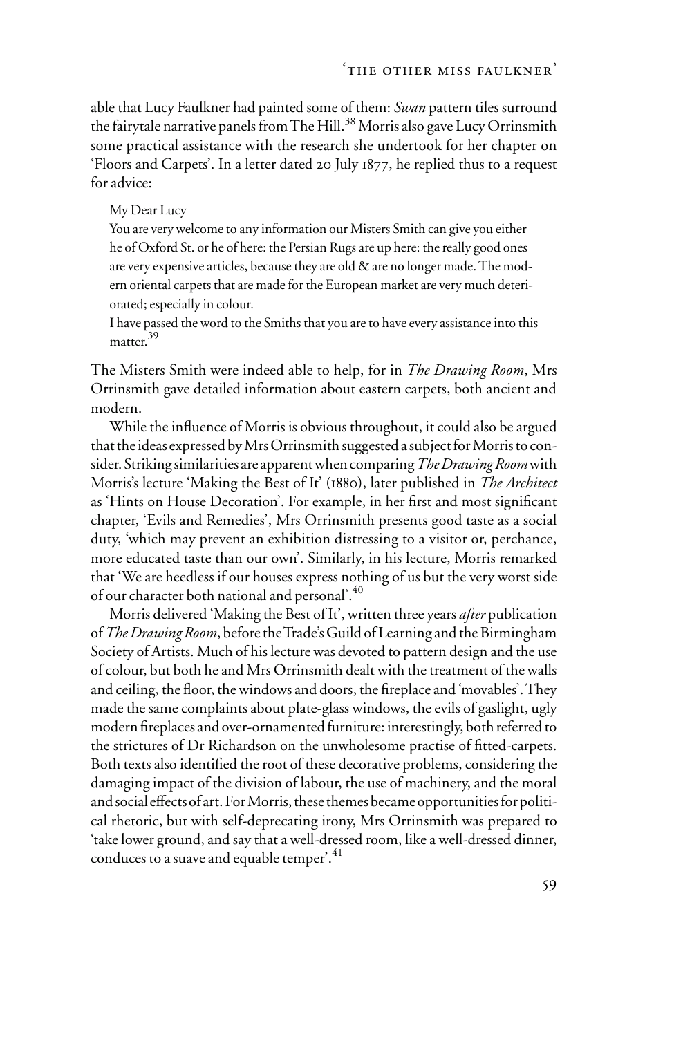able that Lucy Faulkner had painted some of them: *Swan* pattern tiles surround the fairytale narrative panels from The Hill.[38] Morris also gave Lucy Orrinsmith some practical assistance with the research she undertook for her chapter on 'Floors and Carpets'. In a letter dated 20 July 1877, he replied thus to a request for advice:

> My Dear Lucy
>
> You are very welcome to any information our Misters Smith can give you either he of Oxford St. or he of here: the Persian Rugs are up here: the really good ones are very expensive articles, because they are old & are no longer made. The modern oriental carpets that are made for the European market are very much deteriorated; especially in colour.
>
> I have passed the word to the Smiths that you are to have every assistance into this matter.[39]

The Misters Smith were indeed able to help, for in *The Drawing Room*, Mrs Orrinsmith gave detailed information about eastern carpets, both ancient and modern.

While the influence of Morris is obvious throughout, it could also be argued that the ideas expressed by Mrs Orrinsmith suggested a subject for Morris to consider. Striking similarities are apparent when comparing *The Drawing Room* with Morris's lecture 'Making the Best of It' (1880), later published in *The Architect* as 'Hints on House Decoration'. For example, in her first and most significant chapter, 'Evils and Remedies', Mrs Orrinsmith presents good taste as a social duty, 'which may prevent an exhibition distressing to a visitor or, perchance, more educated taste than our own'. Similarly, in his lecture, Morris remarked that 'We are heedless if our houses express nothing of us but the very worst side of our character both national and personal'.[40]

Morris delivered 'Making the Best of It', written three years *after* publication of *The Drawing Room*, before the Trade's Guild of Learning and the Birmingham Society of Artists. Much of his lecture was devoted to pattern design and the use of colour, but both he and Mrs Orrinsmith dealt with the treatment of the walls and ceiling, the floor, the windows and doors, the fireplace and 'movables'. They made the same complaints about plate-glass windows, the evils of gaslight, ugly modern fireplaces and over-ornamented furniture: interestingly, both referred to the strictures of Dr Richardson on the unwholesome practise of fitted-carpets. Both texts also identified the root of these decorative problems, considering the damaging impact of the division of labour, the use of machinery, and the moral and social effects of art. For Morris, these themes became opportunities for political rhetoric, but with self-deprecating irony, Mrs Orrinsmith was prepared to 'take lower ground, and say that a well-dressed room, like a well-dressed dinner, conduces to a suave and equable temper'.[41]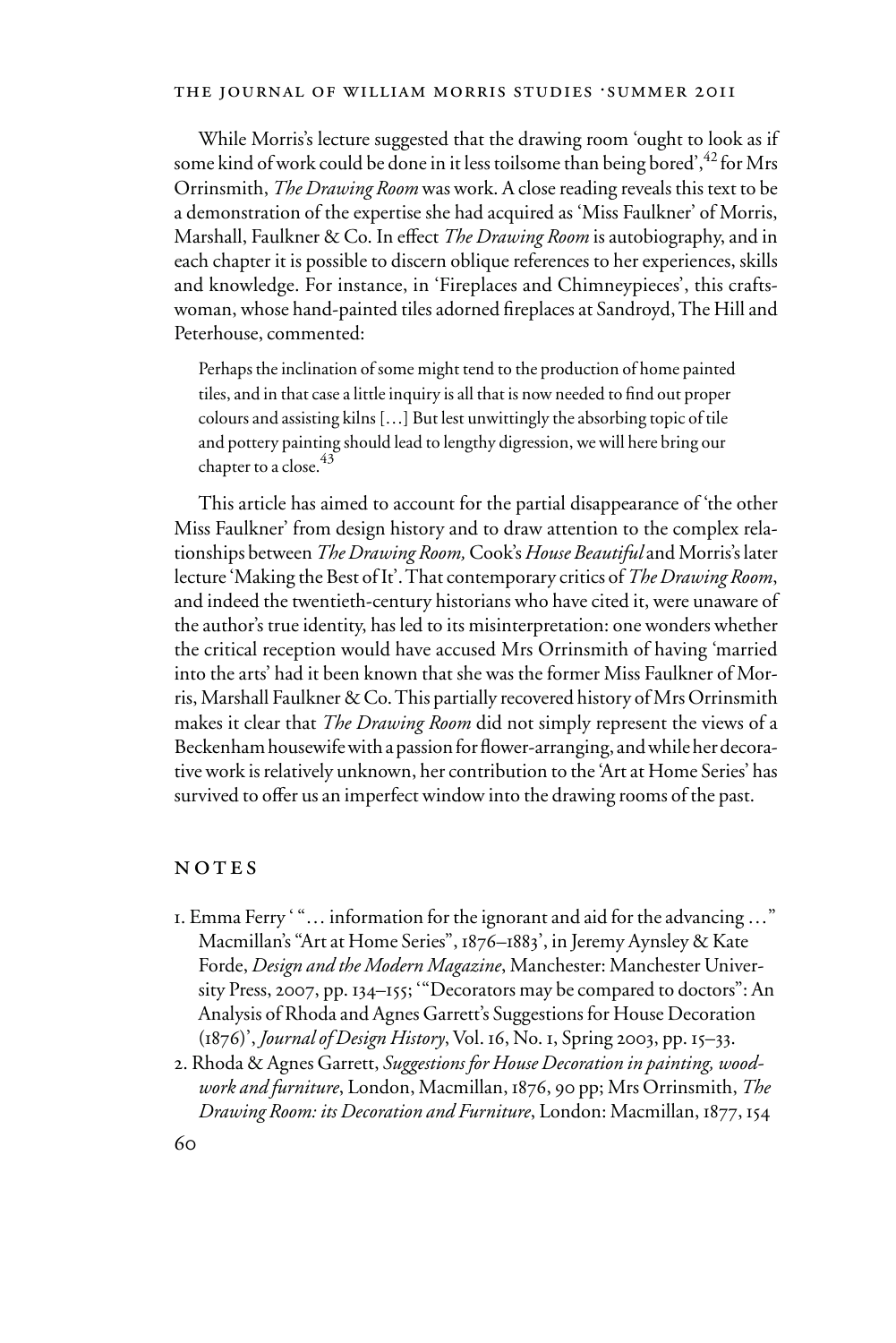While Morris's lecture suggested that the drawing room 'ought to look as if some kind of work could be done in it less toilsome than being bored',[42] for Mrs Orrinsmith, *The Drawing Room* was work. A close reading reveals this text to be a demonstration of the expertise she had acquired as 'Miss Faulkner' of Morris, Marshall, Faulkner & Co. In effect *The Drawing Room* is autobiography, and in each chapter it is possible to discern oblique references to her experiences, skills and knowledge. For instance, in 'Fireplaces and Chimneypieces', this craftswoman, whose hand-painted tiles adorned fireplaces at Sandroyd, The Hill and Peterhouse, commented:

> Perhaps the inclination of some might tend to the production of home painted tiles, and in that case a little inquiry is all that is now needed to find out proper colours and assisting kilns […] But lest unwittingly the absorbing topic of tile and pottery painting should lead to lengthy digression, we will here bring our chapter to a close.[43]

This article has aimed to account for the partial disappearance of 'the other Miss Faulkner' from design history and to draw attention to the complex relationships between *The Drawing Room,* Cook's *House Beautiful* and Morris's later lecture 'Making the Best of It'. That contemporary critics of *The Drawing Room*, and indeed the twentieth-century historians who have cited it, were unaware of the author's true identity, has led to its misinterpretation: one wonders whether the critical reception would have accused Mrs Orrinsmith of having 'married into the arts' had it been known that she was the former Miss Faulkner of Morris, Marshall Faulkner & Co. This partially recovered history of Mrs Orrinsmith makes it clear that *The Drawing Room* did not simply represent the views of a Beckenham housewife with a passion for flower-arranging, and while her decorative work is relatively unknown, her contribution to the 'Art at Home Series' has survived to offer us an imperfect window into the drawing rooms of the past.

## NOTES

1. Emma Ferry ' "… information for the ignorant and aid for the advancing …" Macmillan's "Art at Home Series", 1876–1883', in Jeremy Aynsley & Kate Forde, *Design and the Modern Magazine*, Manchester: Manchester University Press, 2007, pp. 134–155; '"Decorators may be compared to doctors": An Analysis of Rhoda and Agnes Garrett's Suggestions for House Decoration (1876)', *Journal of Design History*, Vol. 16, No. 1, Spring 2003, pp. 15–33.
2. Rhoda & Agnes Garrett, *Suggestions for House Decoration in painting, woodwork and furniture*, London, Macmillan, 1876, 90 pp; Mrs Orrinsmith, *The Drawing Room: its Decoration and Furniture*, London: Macmillan, 1877, 154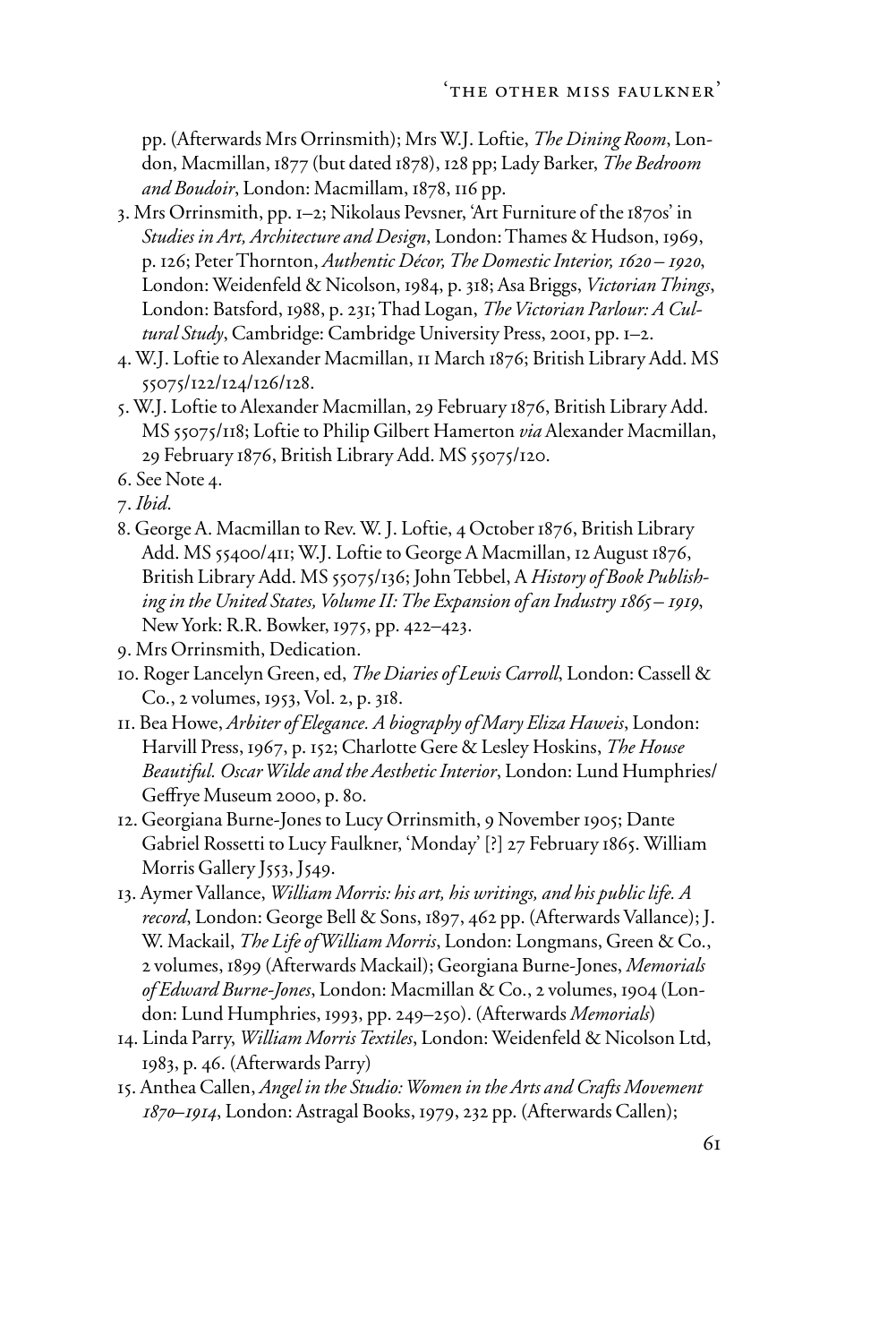pp. (Afterwards Mrs Orrinsmith); Mrs W.J. Loftie, *The Dining Room*, London, Macmillan, 1877 (but dated 1878), 128 pp; Lady Barker, *The Bedroom and Boudoir*, London: Macmillam, 1878, 116 pp.

3. Mrs Orrinsmith, pp. 1–2; Nikolaus Pevsner, 'Art Furniture of the 1870s' in *Studies in Art, Architecture and Design*, London: Thames & Hudson, 1969, p. 126; Peter Thornton, *Authentic Décor, The Domestic Interior, 1620 – 1920*, London: Weidenfeld & Nicolson, 1984, p. 318; Asa Briggs, *Victorian Things*, London: Batsford, 1988, p. 231; Thad Logan, *The Victorian Parlour: A Cultural Study*, Cambridge: Cambridge University Press, 2001, pp. 1–2.
4. W.J. Loftie to Alexander Macmillan, 11 March 1876; British Library Add. MS 55075/122/124/126/128.
5. W.J. Loftie to Alexander Macmillan, 29 February 1876, British Library Add. MS 55075/118; Loftie to Philip Gilbert Hamerton *via* Alexander Macmillan, 29 February 1876, British Library Add. MS 55075/120.
6. See Note 4.
7. *Ibid*.
8. George A. Macmillan to Rev. W. J. Loftie, 4 October 1876, British Library Add. MS 55400/411; W.J. Loftie to George A Macmillan, 12 August 1876, British Library Add. MS 55075/136; John Tebbel, A *History of Book Publishing in the United States, Volume II: The Expansion of an Industry 1865 – 1919*, New York: R.R. Bowker, 1975, pp. 422–423.
9. Mrs Orrinsmith, Dedication.
10. Roger Lancelyn Green, ed, *The Diaries of Lewis Carroll*, London: Cassell & Co., 2 volumes, 1953, Vol. 2, p. 318.
11. Bea Howe, *Arbiter of Elegance. A biography of Mary Eliza Haweis*, London: Harvill Press, 1967, p. 152; Charlotte Gere & Lesley Hoskins, *The House Beautiful. Oscar Wilde and the Aesthetic Interior*, London: Lund Humphries/ Geffrye Museum 2000, p. 80.
12. Georgiana Burne-Jones to Lucy Orrinsmith, 9 November 1905; Dante Gabriel Rossetti to Lucy Faulkner, 'Monday' [?] 27 February 1865. William Morris Gallery J553, J549.
13. Aymer Vallance, *William Morris: his art, his writings, and his public life. A record*, London: George Bell & Sons, 1897, 462 pp. (Afterwards Vallance); J. W. Mackail, *The Life of William Morris*, London: Longmans, Green & Co., 2 volumes, 1899 (Afterwards Mackail); Georgiana Burne-Jones, *Memorials of Edward Burne-Jones*, London: Macmillan & Co., 2 volumes, 1904 (London: Lund Humphries, 1993, pp. 249–250). (Afterwards *Memorials*)
14. Linda Parry, *William Morris Textiles*, London: Weidenfeld & Nicolson Ltd, 1983, p. 46. (Afterwards Parry)
15. Anthea Callen, *Angel in the Studio: Women in the Arts and Crafts Movement 1870–1914*, London: Astragal Books, 1979, 232 pp. (Afterwards Callen);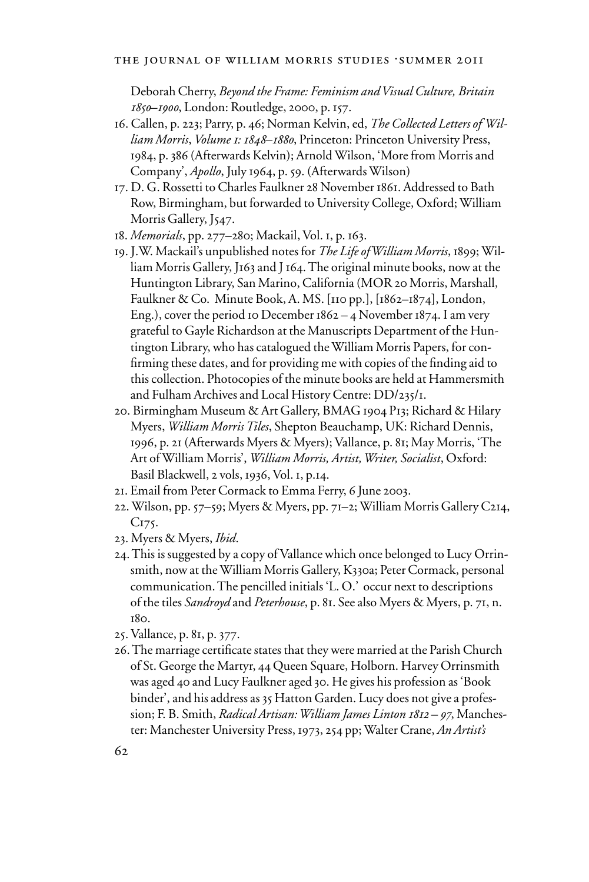Deborah Cherry, *Beyond the Frame: Feminism and Visual Culture, Britain 1850–1900*, London: Routledge, 2000, p. 157.

16. Callen, p. 223; Parry, p. 46; Norman Kelvin, ed, *The Collected Letters of William Morris, Volume 1: 1848–1880*, Princeton: Princeton University Press, 1984, p. 386 (Afterwards Kelvin); Arnold Wilson, 'More from Morris and Company', *Apollo*, July 1964, p. 59. (Afterwards Wilson)
17. D. G. Rossetti to Charles Faulkner 28 November 1861. Addressed to Bath Row, Birmingham, but forwarded to University College, Oxford; William Morris Gallery, J547.
18. *Memorials*, pp. 277–280; Mackail, Vol. 1, p. 163.
19. J.W. Mackail's unpublished notes for *The Life of William Morris*, 1899; William Morris Gallery, J163 and J 164. The original minute books, now at the Huntington Library, San Marino, California (MOR 20 Morris, Marshall, Faulkner & Co. Minute Book, A. MS. [110 pp.], [1862–1874], London, Eng.), cover the period 10 December 1862 – 4 November 1874. I am very grateful to Gayle Richardson at the Manuscripts Department of the Huntington Library, who has catalogued the William Morris Papers, for confirming these dates, and for providing me with copies of the finding aid to this collection. Photocopies of the minute books are held at Hammersmith and Fulham Archives and Local History Centre: DD/235/1.
20. Birmingham Museum & Art Gallery, BMAG 1904 P13; Richard & Hilary Myers, *William Morris Tiles*, Shepton Beauchamp, UK: Richard Dennis, 1996, p. 21 (Afterwards Myers & Myers); Vallance, p. 81; May Morris, 'The Art of William Morris', *William Morris, Artist, Writer, Socialist*, Oxford: Basil Blackwell, 2 vols, 1936, Vol. 1, p.14.
21. Email from Peter Cormack to Emma Ferry, 6 June 2003.
22. Wilson, pp. 57–59; Myers & Myers, pp. 71–2; William Morris Gallery C214, C175.
23. Myers & Myers, *Ibid*.
24. This is suggested by a copy of Vallance which once belonged to Lucy Orrinsmith, now at the William Morris Gallery, K330a; Peter Cormack, personal communication. The pencilled initials 'L. O.' occur next to descriptions of the tiles *Sandroyd* and *Peterhouse*, p. 81. See also Myers & Myers, p. 71, n. 180.
25. Vallance, p. 81, p. 377.
26. The marriage certificate states that they were married at the Parish Church of St. George the Martyr, 44 Queen Square, Holborn. Harvey Orrinsmith was aged 40 and Lucy Faulkner aged 30. He gives his profession as 'Book binder', and his address as 35 Hatton Garden. Lucy does not give a profession; F. B. Smith, *Radical Artisan: William James Linton 1812 – 97*, Manchester: Manchester University Press, 1973, 254 pp; Walter Crane, *An Artist's*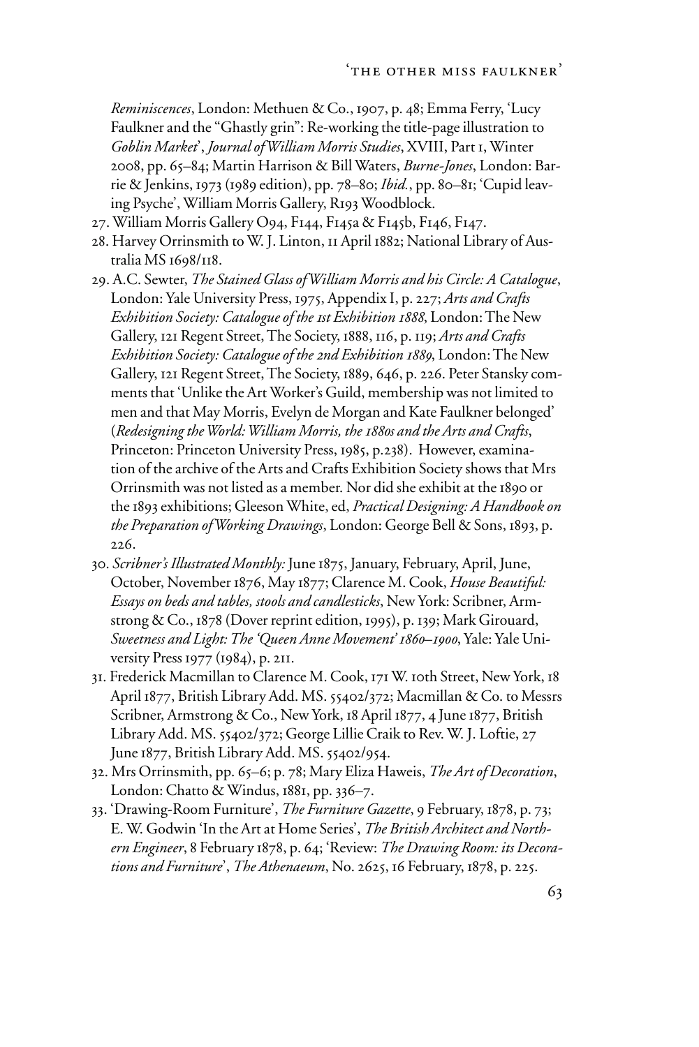*Reminiscences*, London: Methuen & Co., 1907, p. 48; Emma Ferry, 'Lucy Faulkner and the "Ghastly grin": Re-working the title-page illustration to *Goblin Market*', *Journal of William Morris Studies*, XVIII, Part 1, Winter 2008, pp. 65–84; Martin Harrison & Bill Waters, *Burne-Jones*, London: Barrie & Jenkins, 1973 (1989 edition), pp. 78–80; *Ibid.*, pp. 80–81; 'Cupid leaving Psyche', William Morris Gallery, R193 Woodblock.

27. William Morris Gallery O94, F144, F145a & F145b, F146, F147.
28. Harvey Orrinsmith to W. J. Linton, 11 April 1882; National Library of Australia MS 1698/118.
29. A.C. Sewter, *The Stained Glass of William Morris and his Circle: A Catalogue*, London: Yale University Press, 1975, Appendix I, p. 227; *Arts and Crafts Exhibition Society: Catalogue of the 1st Exhibition 1888*, London: The New Gallery, 121 Regent Street, The Society, 1888, 116, p. 119; *Arts and Crafts Exhibition Society: Catalogue of the 2nd Exhibition 1889*, London: The New Gallery, 121 Regent Street, The Society, 1889, 646, p. 226. Peter Stansky comments that 'Unlike the Art Worker's Guild, membership was not limited to men and that May Morris, Evelyn de Morgan and Kate Faulkner belonged' (*Redesigning the World: William Morris, the 1880s and the Arts and Crafts*, Princeton: Princeton University Press, 1985, p.238). However, examination of the archive of the Arts and Crafts Exhibition Society shows that Mrs Orrinsmith was not listed as a member. Nor did she exhibit at the 1890 or the 1893 exhibitions; Gleeson White, ed, *Practical Designing: A Handbook on the Preparation of Working Drawings*, London: George Bell & Sons, 1893, p. 226.
30. *Scribner's Illustrated Monthly:* June 1875, January, February, April, June, October, November 1876, May 1877; Clarence M. Cook, *House Beautiful: Essays on beds and tables, stools and candlesticks*, New York: Scribner, Armstrong & Co., 1878 (Dover reprint edition, 1995), p. 139; Mark Girouard, *Sweetness and Light: The 'Queen Anne Movement' 1860–1900*, Yale: Yale University Press 1977 (1984), p. 211.
31. Frederick Macmillan to Clarence M. Cook, 171 W. 10th Street, New York, 18 April 1877, British Library Add. MS. 55402/372; Macmillan & Co. to Messrs Scribner, Armstrong & Co., New York, 18 April 1877, 4 June 1877, British Library Add. MS. 55402/372; George Lillie Craik to Rev. W. J. Loftie, 27 June 1877, British Library Add. MS. 55402/954.
32. Mrs Orrinsmith, pp. 65–6; p. 78; Mary Eliza Haweis, *The Art of Decoration*, London: Chatto & Windus, 1881, pp. 336–7.
33. 'Drawing-Room Furniture', *The Furniture Gazette*, 9 February, 1878, p. 73; E. W. Godwin 'In the Art at Home Series', *The British Architect and Northern Engineer*, 8 February 1878, p. 64; 'Review: *The Drawing Room: its Decorations and Furniture*', *The Athenaeum*, No. 2625, 16 February, 1878, p. 225.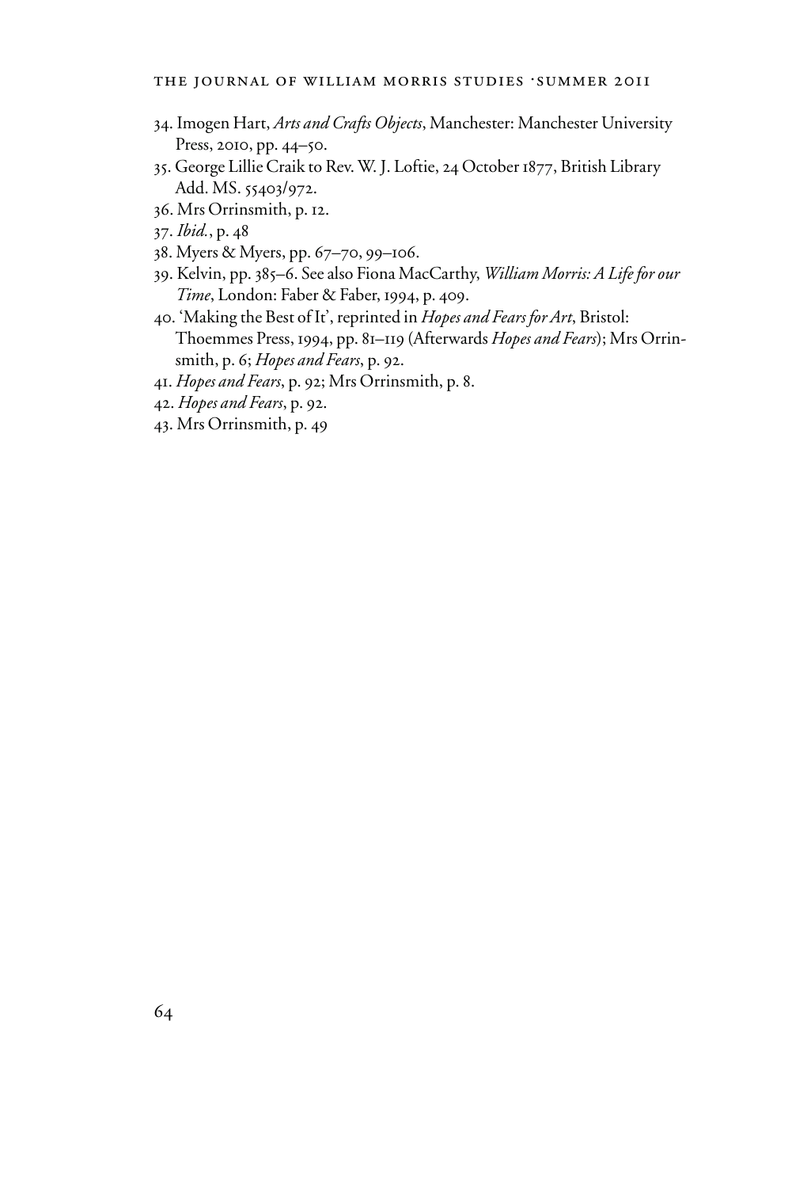34. Imogen Hart, *Arts and Crafts Objects*, Manchester: Manchester University Press, 2010, pp. 44–50.
35. George Lillie Craik to Rev. W. J. Loftie, 24 October 1877, British Library Add. MS. 55403/972.
36. Mrs Orrinsmith, p. 12.
37. *Ibid.*, p. 48
38. Myers & Myers, pp. 67–70, 99–106.
39. Kelvin, pp. 385–6. See also Fiona MacCarthy, *William Morris: A Life for our Time*, London: Faber & Faber, 1994, p. 409.
40. 'Making the Best of It', reprinted in *Hopes and Fears for Art*, Bristol: Thoemmes Press, 1994, pp. 81–119 (Afterwards *Hopes and Fears*); Mrs Orrinsmith, p. 6; *Hopes and Fears*, p. 92.
41. *Hopes and Fears*, p. 92; Mrs Orrinsmith, p. 8.
42. *Hopes and Fears*, p. 92.
43. Mrs Orrinsmith, p. 49